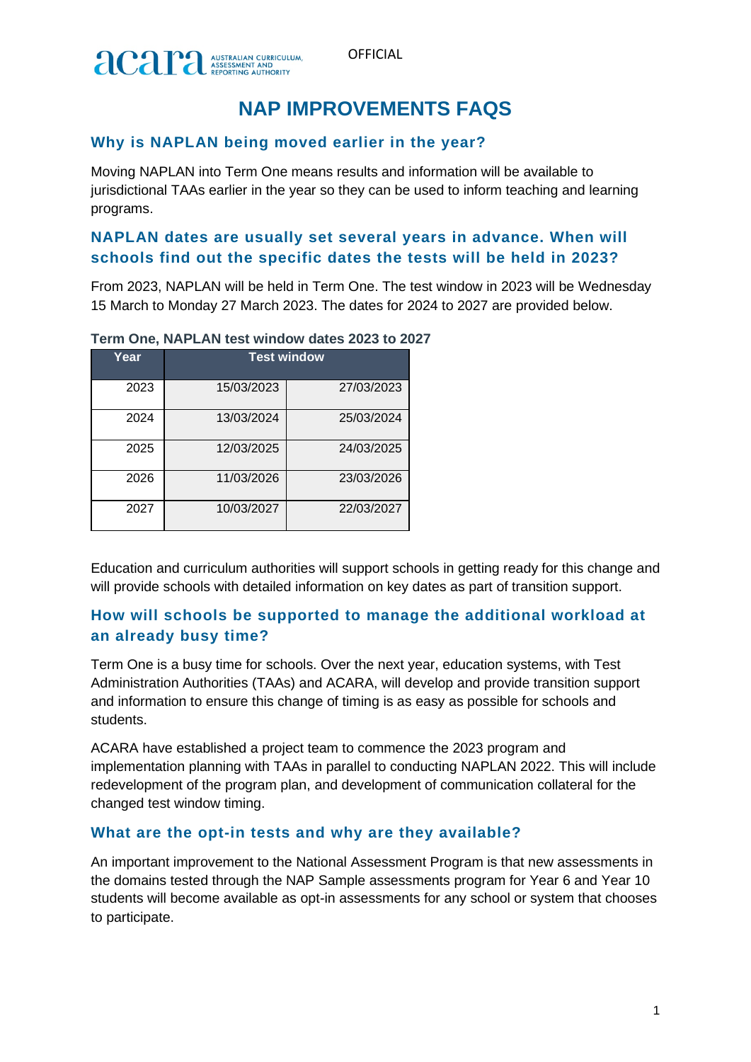OFFICIAL

# NAP IMPROVEMENTS FAQS

## Why is NAPLAN being moved earlier in the year?

Moving NAPLAN into Term One means results and information will be available to jurisdictional TAAs earlier in the year so they can be used to inform teaching and learning programs.

## NAPLAN dates are usually set several years in advance. When will schools find out the specific dates the tests will be held in 2023?

From 2023, NAPLAN will be held in Term One. The test window in 2023 will be Wednesday 15 March to Monday 27 March 2023. The dates for 2024 to 2027 are provided below.

**Term One, NAPLAN test window dates 2023 to 2027**

| Year | Test window | |
|---|---|---|
| 2023 | 15/03/2023 | 27/03/2023 |
| 2024 | 13/03/2024 | 25/03/2024 |
| 2025 | 12/03/2025 | 24/03/2025 |
| 2026 | 11/03/2026 | 23/03/2026 |
| 2027 | 10/03/2027 | 22/03/2027 |

Education and curriculum authorities will support schools in getting ready for this change and will provide schools with detailed information on key dates as part of transition support.

## How will schools be supported to manage the additional workload at an already busy time?

Term One is a busy time for schools. Over the next year, education systems, with Test Administration Authorities (TAAs) and ACARA, will develop and provide transition support and information to ensure this change of timing is as easy as possible for schools and students.

ACARA have established a project team to commence the 2023 program and implementation planning with TAAs in parallel to conducting NAPLAN 2022. This will include redevelopment of the program plan, and development of communication collateral for the changed test window timing.

## What are the opt-in tests and why are they available?

An important improvement to the National Assessment Program is that new assessments in the domains tested through the NAP Sample assessments program for Year 6 and Year 10 students will become available as opt-in assessments for any school or system that chooses to participate.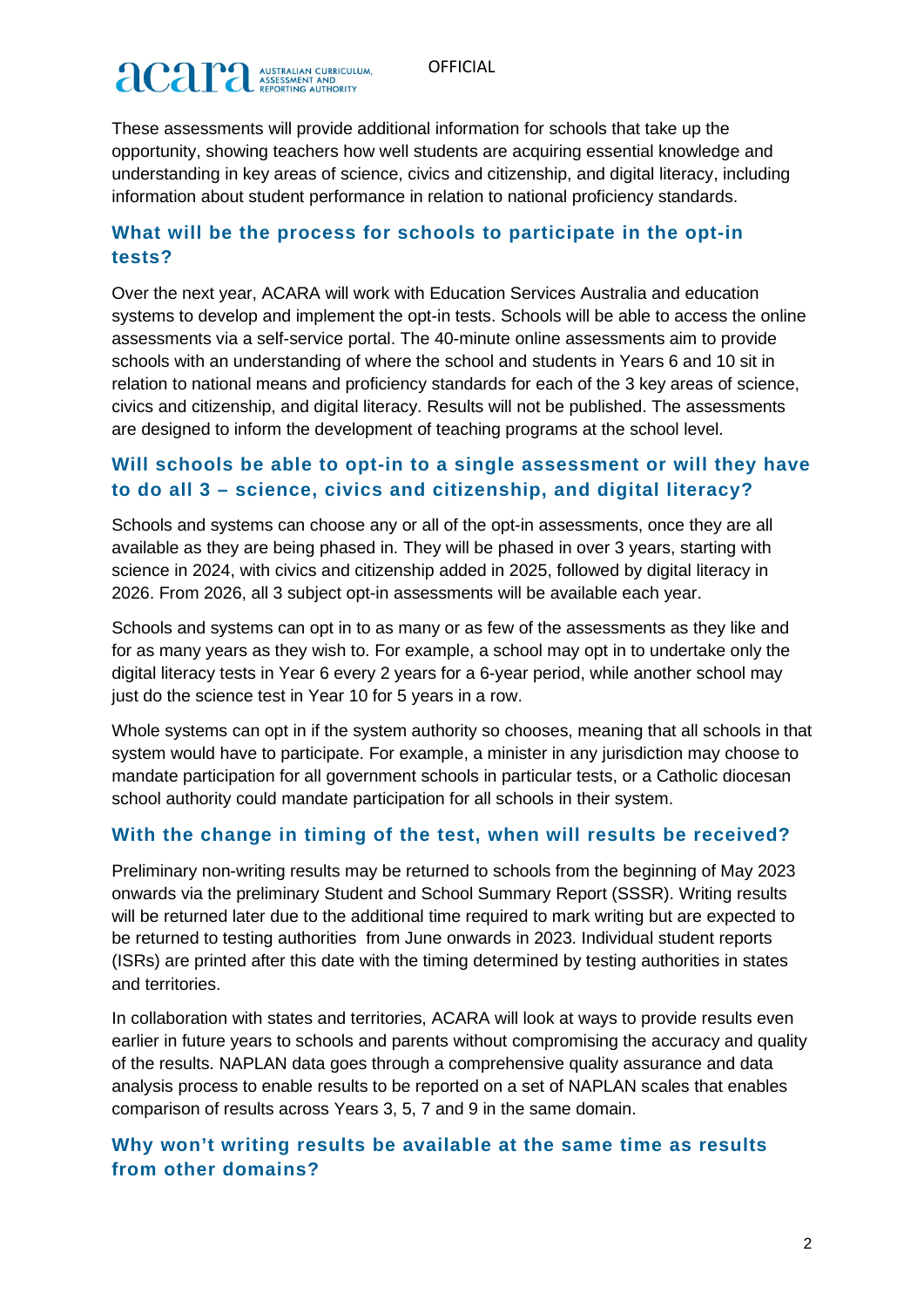These assessments will provide additional information for schools that take up the opportunity, showing teachers how well students are acquiring essential knowledge and understanding in key areas of science, civics and citizenship, and digital literacy, including information about student performance in relation to national proficiency standards.

### What will be the process for schools to participate in the opt-in tests?

Over the next year, ACARA will work with Education Services Australia and education systems to develop and implement the opt-in tests. Schools will be able to access the online assessments via a self-service portal. The 40-minute online assessments aim to provide schools with an understanding of where the school and students in Years 6 and 10 sit in relation to national means and proficiency standards for each of the 3 key areas of science, civics and citizenship, and digital literacy. Results will not be published. The assessments are designed to inform the development of teaching programs at the school level.

### Will schools be able to opt-in to a single assessment or will they have to do all 3 – science, civics and citizenship, and digital literacy?

Schools and systems can choose any or all of the opt-in assessments, once they are all available as they are being phased in. They will be phased in over 3 years, starting with science in 2024, with civics and citizenship added in 2025, followed by digital literacy in 2026. From 2026, all 3 subject opt-in assessments will be available each year.

Schools and systems can opt in to as many or as few of the assessments as they like and for as many years as they wish to. For example, a school may opt in to undertake only the digital literacy tests in Year 6 every 2 years for a 6-year period, while another school may just do the science test in Year 10 for 5 years in a row.

Whole systems can opt in if the system authority so chooses, meaning that all schools in that system would have to participate. For example, a minister in any jurisdiction may choose to mandate participation for all government schools in particular tests, or a Catholic diocesan school authority could mandate participation for all schools in their system.

### With the change in timing of the test, when will results be received?

Preliminary non-writing results may be returned to schools from the beginning of May 2023 onwards via the preliminary Student and School Summary Report (SSSR). Writing results will be returned later due to the additional time required to mark writing but are expected to be returned to testing authorities from June onwards in 2023. Individual student reports (ISRs) are printed after this date with the timing determined by testing authorities in states and territories.

In collaboration with states and territories, ACARA will look at ways to provide results even earlier in future years to schools and parents without compromising the accuracy and quality of the results. NAPLAN data goes through a comprehensive quality assurance and data analysis process to enable results to be reported on a set of NAPLAN scales that enables comparison of results across Years 3, 5, 7 and 9 in the same domain.

### Why won't writing results be available at the same time as results from other domains?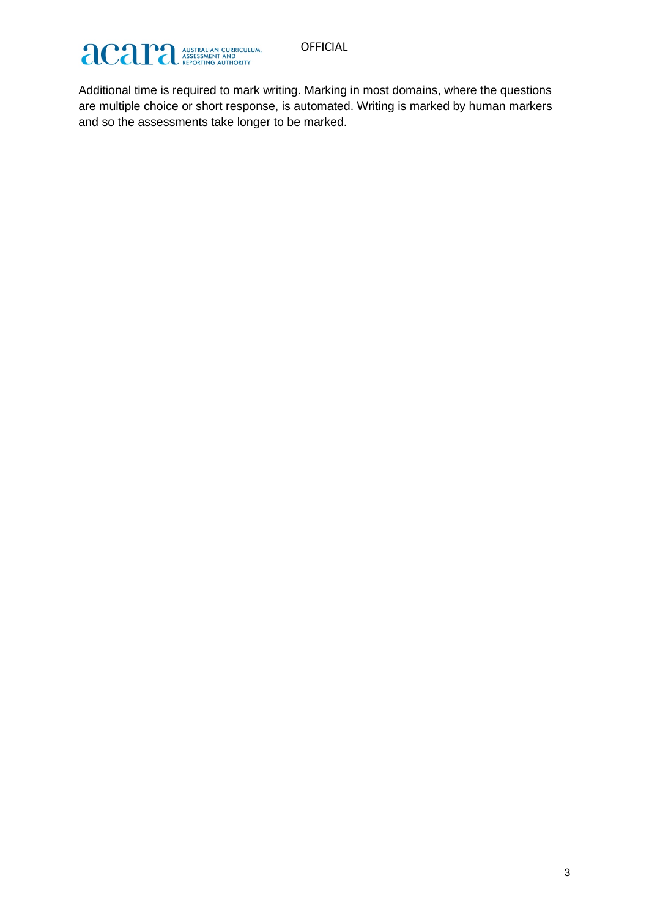Additional time is required to mark writing. Marking in most domains, where the questions are multiple choice or short response, is automated. Writing is marked by human markers and so the assessments take longer to be marked.